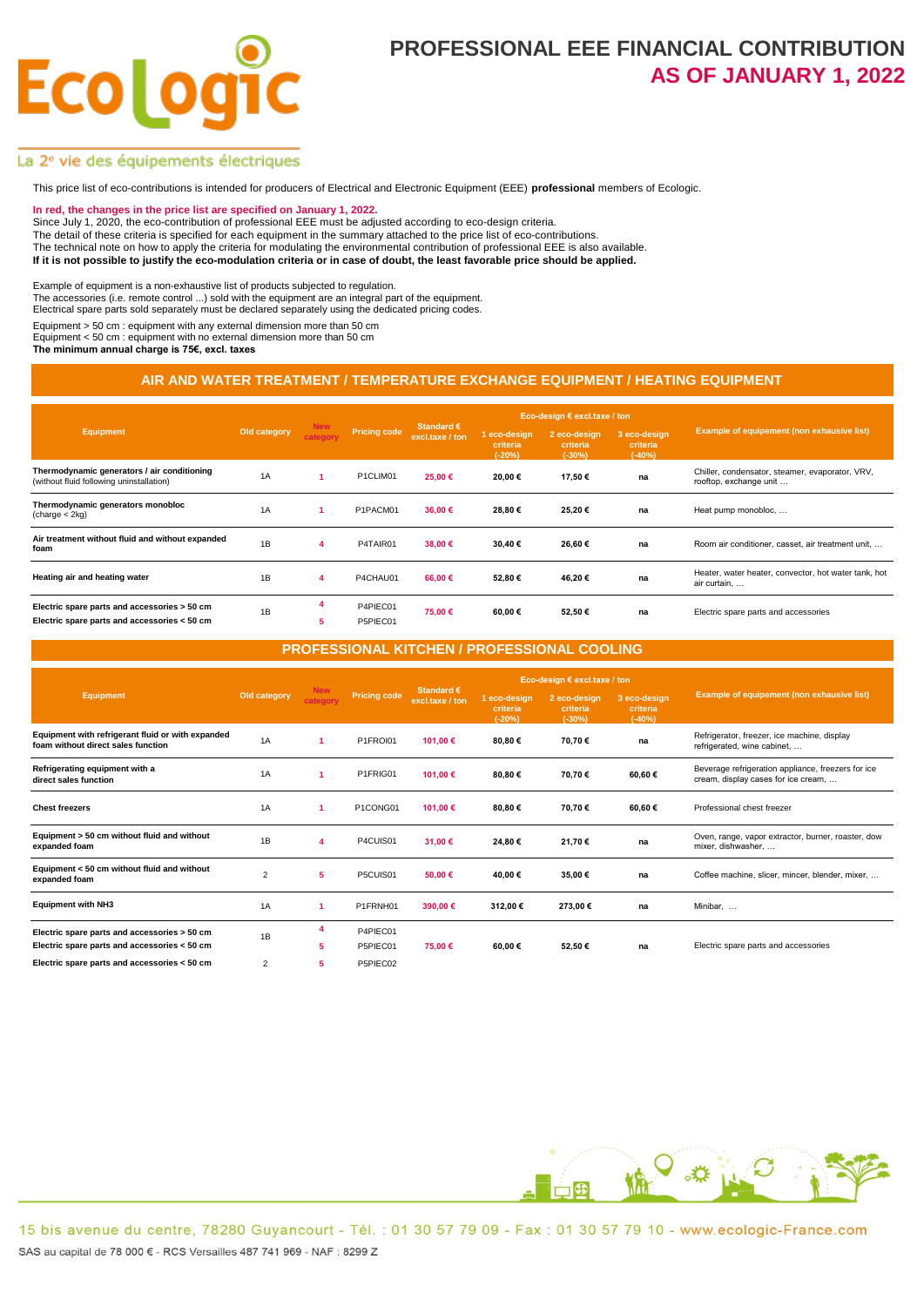# PROFESSIONAL EEE FINANCIAL CONTRIBUTION
# AS OF JANUARY 1, 2022

La 2e vie des équipements électriques

This price list of eco-contributions is intended for producers of Electrical and Electronic Equipment (EEE) **professional** members of Ecologic.

**In red, the changes in the price list are specified on January 1, 2022.**
Since July 1, 2020, the eco-contribution of professional EEE must be adjusted according to eco-design criteria.
The detail of these criteria is specified for each equipment in the summary attached to the price list of eco-contributions.
The technical note on how to apply the criteria for modulating the environmental contribution of professional EEE is also available.
**If it is not possible to justify the eco-modulation criteria or in case of doubt, the least favorable price should be applied.**

Example of equipment is a non-exhaustive list of products subjected to regulation.
The accessories (i.e. remote control ...) sold with the equipment are an integral part of the equipment.
Electrical spare parts sold separately must be declared separately using the dedicated pricing codes.

Equipment > 50 cm : equipment with any external dimension more than 50 cm
Equipment < 50 cm : equipment with no external dimension more than 50 cm
**The minimum annual charge is 75€, excl. taxes**

## AIR AND WATER TREATMENT / TEMPERATURE EXCHANGE EQUIPMENT / HEATING EQUIPMENT

| Equipment | Old category | New category | Pricing code | Standard € excl.taxe / ton | Eco-design € excl.taxe / ton | | | Example of equipement (non exhaustive list) |
|---|---|---|---|---|---|---|---|---|
| | | | | | 1 eco-design criteria (-20%) | 2 eco-design criteria (-30%) | 3 eco-design criteria (-40%) | |
| **Thermodynamic generators / air conditioning** (without fluid following uninstallation) | 1A | 1 | P1CLIM01 | 25,00 € | 20,00 € | 17,50 € | na | Chiller, condensator, steamer, evaporator, VRV, rooftop, exchange unit … |
| **Thermodynamic generators monobloc** (charge < 2kg) | 1A | 1 | P1PACM01 | 36,00 € | 28,80 € | 25,20 € | na | Heat pump monobloc, … |
| **Air treatment without fluid and without expanded foam** | 1B | 4 | P4TAIR01 | 38,00 € | 30,40 € | 26,60 € | na | Room air conditioner, casset, air treatment unit, … |
| **Heating air and heating water** | 1B | 4 | P4CHAU01 | 66,00 € | 52,80 € | 46,20 € | na | Heater, water heater, convector, hot water tank, hot air curtain, … |
| **Electric spare parts and accessories > 50 cm** | 1B | 4 | P4PIEC01 | 75,00 € | 60,00 € | 52,50 € | na | Electric spare parts and accessories |
| **Electric spare parts and accessories < 50 cm** | 1B | 5 | P5PIEC01 | 75,00 € | 60,00 € | 52,50 € | na | Electric spare parts and accessories |

## PROFESSIONAL KITCHEN / PROFESSIONAL COOLING

| Equipment | Old category | New category | Pricing code | Standard € excl.taxe / ton | Eco-design € excl.taxe / ton | | | Example of equipement (non exhaustive list) |
|---|---|---|---|---|---|---|---|---|
| | | | | | 1 eco-design criteria (-20%) | 2 eco-design criteria (-30%) | 3 eco-design criteria (-40%) | |
| **Equipment with refrigerant fluid or with expanded foam without direct sales function** | 1A | 1 | P1FROI01 | 101,00 € | 80,80 € | 70,70 € | na | Refrigerator, freezer, ice machine, display refrigerated, wine cabinet, … |
| **Refrigerating equipment with a direct sales function** | 1A | 1 | P1FRIG01 | 101,00 € | 80,80 € | 70,70 € | 60,60 € | Beverage refrigeration appliance, freezers for ice cream, display cases for ice cream, … |
| **Chest freezers** | 1A | 1 | P1CONG01 | 101,00 € | 80,80 € | 70,70 € | 60,60 € | Professional chest freezer |
| **Equipment > 50 cm without fluid and without expanded foam** | 1B | 4 | P4CUIS01 | 31,00 € | 24,80 € | 21,70 € | na | Oven, range, vapor extractor, burner, roaster, dow mixer, dishwasher, … |
| **Equipment < 50 cm without fluid and without expanded foam** | 2 | 5 | P5CUIS01 | 50,00 € | 40,00 € | 35,00 € | na | Coffee machine, slicer, mincer, blender, mixer, … |
| **Equipment with NH3** | 1A | 1 | P1FRNH01 | 390,00 € | 312,00 € | 273,00 € | na | Minibar, … |
| **Electric spare parts and accessories > 50 cm** | 1B | 4 | P4PIEC01 | 75,00 € | 60,00 € | 52,50 € | na | Electric spare parts and accessories |
| **Electric spare parts and accessories < 50 cm** | 1B | 5 | P5PIEC01 | 75,00 € | 60,00 € | 52,50 € | na | Electric spare parts and accessories |
| **Electric spare parts and accessories < 50 cm** | 2 | 5 | P5PIEC02 | 75,00 € | 60,00 € | 52,50 € | na | Electric spare parts and accessories |

15 bis avenue du centre, 78280 Guyancourt - Tél. : 01 30 57 79 09 - Fax : 01 30 57 79 10 - www.ecologic-France.com
SAS au capital de 78 000 € - RCS Versailles 487 741 969 - NAF : 8299 Z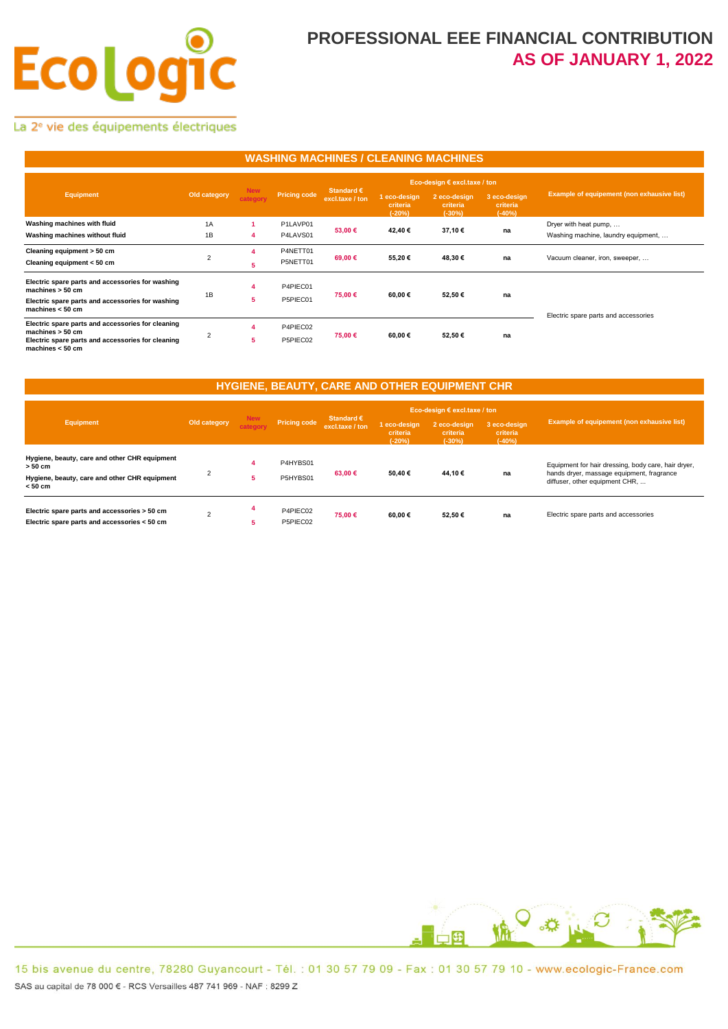# PROFESSIONAL EEE FINANCIAL CONTRIBUTION
# AS OF JANUARY 1, 2022

## WASHING MACHINES / CLEANING MACHINES

| Equipment | Old category | New category | Pricing code | Standard € excl.taxe / ton | Eco-design € excl.taxe / ton | | | Example of equipement (non exhaustive list) |
|---|---|---|---|---|---|---|---|---|
| | | | | | 1 eco-design criteria (-20%) | 2 eco-design criteria (-30%) | 3 eco-design criteria (-40%) | |
| Washing machines with fluid | 1A | 1 | P1LAVP01 | 53,00 € | 42,40 € | 37,10 € | na | Dryer with heat pump, … |
| Washing machines without fluid | 1B | 4 | P4LAVS01 | | | | | Washing machine, laundry equipment, … |
| Cleaning equipment > 50 cm | 2 | 4 | P4NETT01 | 69,00 € | 55,20 € | 48,30 € | na | Vacuum cleaner, iron, sweeper, … |
| Cleaning equipment < 50 cm | | 5 | P5NETT01 | | | | | |
| Electric spare parts and accessories for washing machines > 50 cm | 1B | 4 | P4PIEC01 | 75,00 € | 60,00 € | 52,50 € | na | Electric spare parts and accessories |
| Electric spare parts and accessories for washing machines < 50 cm | | 5 | P5PIEC01 | | | | | |
| Electric spare parts and accessories for cleaning machines > 50 cm | 2 | 4 | P4PIEC02 | 75,00 € | 60,00 € | 52,50 € | na | |
| Electric spare parts and accessories for cleaning machines < 50 cm | | 5 | P5PIEC02 | | | | | |

## HYGIENE, BEAUTY, CARE AND OTHER EQUIPMENT CHR

| Equipment | Old category | New category | Pricing code | Standard € excl.taxe / ton | Eco-design € excl.taxe / ton | | | Example of equipement (non exhaustive list) |
|---|---|---|---|---|---|---|---|---|
| | | | | | 1 eco-design criteria (-20%) | 2 eco-design criteria (-30%) | 3 eco-design criteria (-40%) | |
| Hygiene, beauty, care and other CHR equipment > 50 cm | 2 | 4 | P4HYBS01 | 63,00 € | 50,40 € | 44,10 € | na | Equipment for hair dressing, body care, hair dryer, hands dryer, massage equipment, fragrance diffuser, other equipment CHR, ... |
| Hygiene, beauty, care and other CHR equipment < 50 cm | | 5 | P5HYBS01 | | | | | |
| Electric spare parts and accessories > 50 cm | 2 | 4 | P4PIEC02 | 75,00 € | 60,00 € | 52,50 € | na | Electric spare parts and accessories |
| Electric spare parts and accessories < 50 cm | | 5 | P5PIEC02 | | | | | |

15 bis avenue du centre, 78280 Guyancourt - Tél. : 01 30 57 79 09 - Fax : 01 30 57 79 10 - www.ecologic-France.com

SAS au capital de 78 000 € - RCS Versailles 487 741 969 - NAF : 8299 Z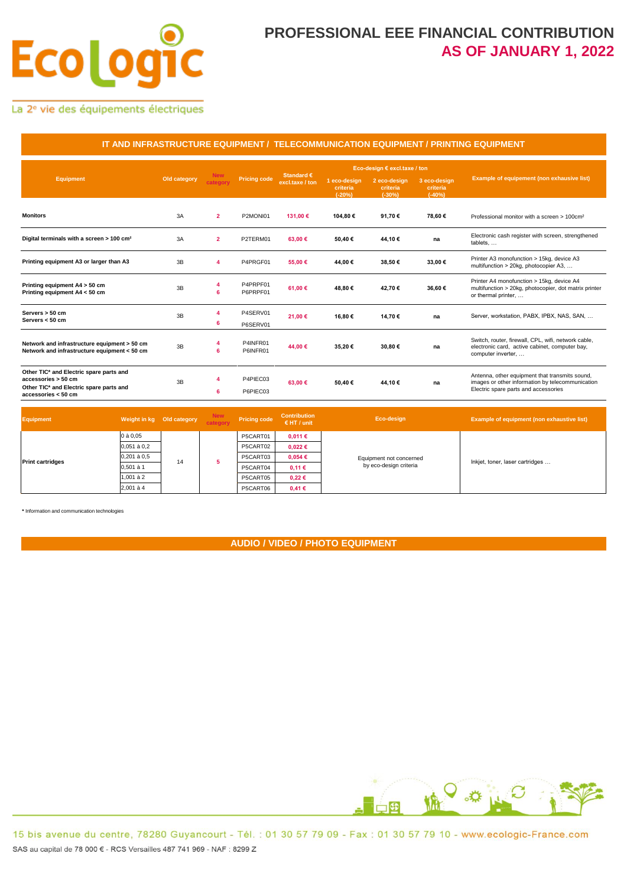# PROFESSIONAL EEE FINANCIAL CONTRIBUTION
# AS OF JANUARY 1, 2022

## IT AND INFRASTRUCTURE EQUIPMENT / TELECOMMUNICATION EQUIPMENT / PRINTING EQUIPMENT

| Equipment | Old category | New category | Pricing code | Standard € excl.taxe / ton | Eco-design € excl.taxe / ton | | | Example of equipement (non exhausive list) |
|---|---|---|---|---|---|---|---|---|
| | | | | | 1 eco-design criteria (-20%) | 2 eco-design criteria (-30%) | 3 eco-design criteria (-40%) | |
| **Monitors** | 3A | 2 | P2MONI01 | 131,00 € | 104,80 € | 91,70 € | 78,60 € | Professional monitor with a screen > 100cm² |
| **Digital terminals with a screen > 100 cm²** | 3A | 2 | P2TERM01 | 63,00 € | 50,40 € | 44,10 € | na | Electronic cash register with screen, strengthened tablets, … |
| **Printing equipment A3 or larger than A3** | 3B | 4 | P4PRGF01 | 55,00 € | 44,00 € | 38,50 € | 33,00 € | Printer A3 monofunction > 15kg, device A3 multifunction > 20kg, photocopier A3, … |
| **Printing equipment A4 > 50 cm**<br>**Printing equipment A4 < 50 cm** | 3B | 4<br>6 | P4PRPF01<br>P6PRPF01 | 61,00 € | 48,80 € | 42,70 € | 36,60 € | Printer A4 monofunction > 15kg, device A4 multifunction > 20kg, photocopier, dot matrix printer or thermal printer, … |
| **Servers > 50 cm**<br>**Servers < 50 cm** | 3B | 4<br>6 | P4SERV01<br>P6SERV01 | 21,00 € | 16,80 € | 14,70 € | na | Server, workstation, PABX, IPBX, NAS, SAN, … |
| **Network and infrastructure equipment > 50 cm**<br>**Network and infrastructure equipment < 50 cm** | 3B | 4<br>6 | P4INFR01<br>P6INFR01 | 44,00 € | 35,20 € | 30,80 € | na | Switch, router, firewall, CPL, wifi, network cable, electronic card, active cabinet, computer bay, computer inverter, … |
| **Other TIC* and Electric spare parts and accessories > 50 cm**<br>**Other TIC* and Electric spare parts and accessories < 50 cm** | 3B | 4<br>6 | P4PIEC03<br>P6PIEC03 | 63,00 € | 50,40 € | 44,10 € | na | Antenna, other equipment that transmits sound, images or other information by telecommunication Electric spare parts and accessories |

| Equipment | Weight in kg | Old category | New category | Pricing code | Contribution € HT / unit | Eco-design | Example of equipment (non exhaustive list) |
|---|---|---|---|---|---|---|---|
| **Print cartridges** | 0 à 0,05 | 14 | 5 | P5CART01 | 0,011 € | Equipment not concerned by eco-design criteria | Inkjet, toner, laser cartridges … |
| | 0,051 à 0,2 | | | P5CART02 | 0,022 € | | |
| | 0,201 à 0,5 | | | P5CART03 | 0,054 € | | |
| | 0,501 à 1 | | | P5CART04 | 0,11 € | | |
| | 1,001 à 2 | | | P5CART05 | 0,22 € | | |
| | 2,001 à 4 | | | P5CART06 | 0,41 € | | |

* Information and communication technologies

## AUDIO / VIDEO / PHOTO EQUIPMENT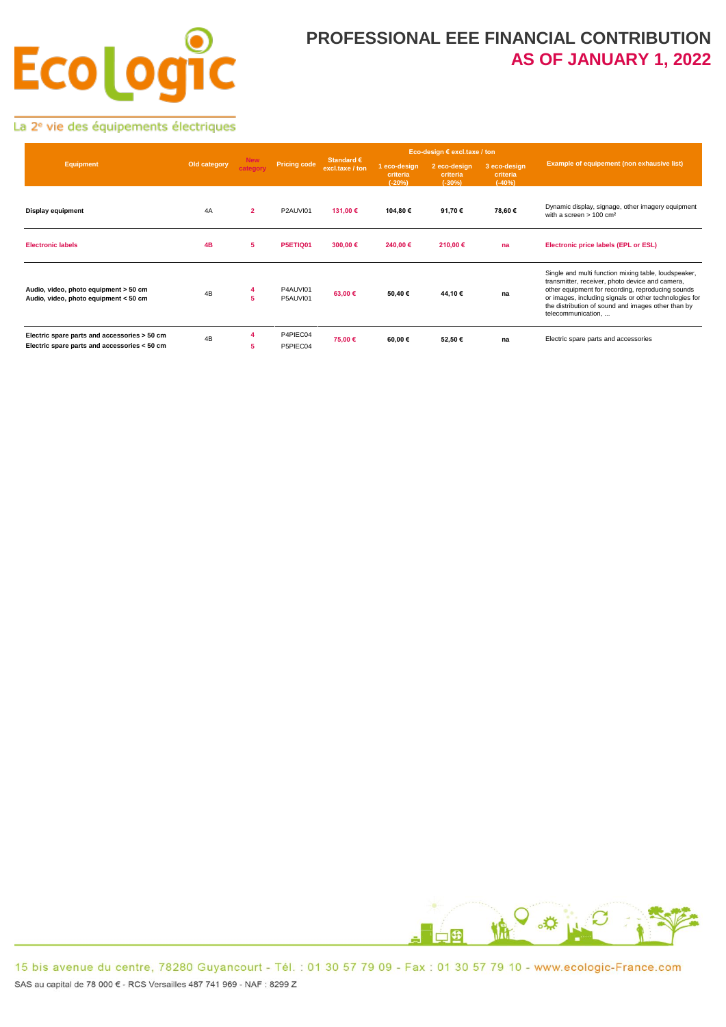# PROFESSIONAL EEE FINANCIAL CONTRIBUTION
## AS OF JANUARY 1, 2022

| Equipment | Old category | New category | Pricing code | Standard € excl.taxe / ton | Eco-design € excl.taxe / ton | | | Example of equipement (non exhausive list) |
|---|---|---|---|---|---|---|---|---|
| | | | | | 1 eco-design criteria (-20%) | 2 eco-design criteria (-30%) | 3 eco-design criteria (-40%) | |
| **Display equipment** | 4A | **2** | P2AUVI01 | **131,00 €** | **104,80 €** | **91,70 €** | **78,60 €** | Dynamic display, signage, other imagery equipment with a screen > 100 cm² |
| **Electronic labels** | **4B** | **5** | **P5ETIQ01** | **300,00 €** | **240,00 €** | **210,00 €** | **na** | **Electronic price labels (EPL or ESL)** |
| **Audio, video, photo equipment > 50 cm**<br>**Audio, video, photo equipment < 50 cm** | 4B | **4**<br>**5** | P4AUVI01<br>P5AUVI01 | **63,00 €** | **50,40 €** | **44,10 €** | **na** | Single and multi function mixing table, loudspeaker, transmitter, receiver, photo device and camera, other equipment for recording, reproducing sounds or images, including signals or other technologies for the distribution of sound and images other than by telecommunication, ... |
| **Electric spare parts and accessories > 50 cm**<br>**Electric spare parts and accessories < 50 cm** | 4B | **4**<br>**5** | P4PIEC04<br>P5PIEC04 | **75,00 €** | **60,00 €** | **52,50 €** | **na** | Electric spare parts and accessories |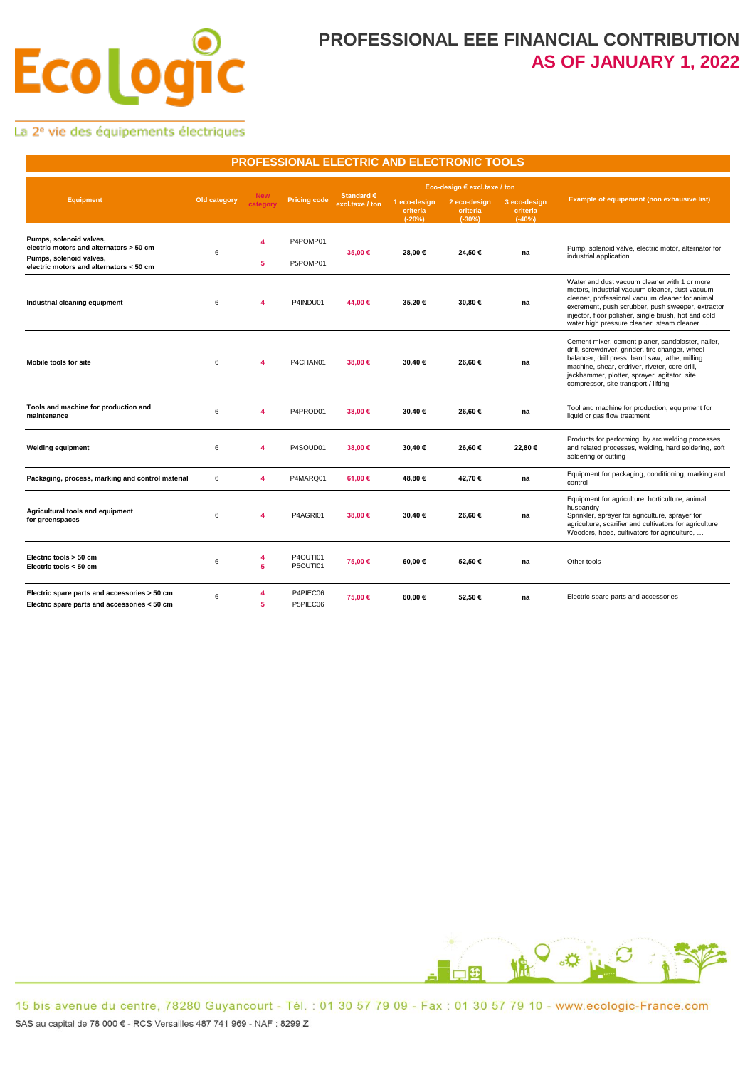# PROFESSIONAL EEE FINANCIAL CONTRIBUTION
## AS OF JANUARY 1, 2022

Ecologic – La 2e vie des équipements électriques

## PROFESSIONAL ELECTRIC AND ELECTRONIC TOOLS

| Equipment | Old category | New category | Pricing code | Standard € excl.taxe / ton | Eco-design € excl.taxe / ton | | | Example of equipement (non exhaustive list) |
|---|---|---|---|---|---|---|---|---|
| | | | | | 1 eco-design criteria (-20%) | 2 eco-design criteria (-30%) | 3 eco-design criteria (-40%) | |
| Pumps, solenoid valves, electric motors and alternators > 50 cm<br>Pumps, solenoid valves, electric motors and alternators < 50 cm | 6 | 4<br>5 | P4POMP01<br>P5POMP01 | 35,00 € | 28,00 € | 24,50 € | na | Pump, solenoid valve, electric motor, alternator for industrial application |
| Industrial cleaning equipment | 6 | 4 | P4INDU01 | 44,00 € | 35,20 € | 30,80 € | na | Water and dust vacuum cleaner with 1 or more motors, industrial vacuum cleaner, dust vacuum cleaner, professional vacuum cleaner for animal excrement, push scrubber, push sweeper, extractor injector, floor polisher, single brush, hot and cold water high pressure cleaner, steam cleaner ... |
| Mobile tools for site | 6 | 4 | P4CHAN01 | 38,00 € | 30,40 € | 26,60 € | na | Cement mixer, cement planer, sandblaster, nailer, drill, screwdriver, grinder, tire changer, wheel balancer, drill press, band saw, lathe, milling machine, shear, erdriver, riveter, core drill, jackhammer, plotter, sprayer, agitator, site compressor, site transport / lifting |
| Tools and machine for production and maintenance | 6 | 4 | P4PROD01 | 38,00 € | 30,40 € | 26,60 € | na | Tool and machine for production, equipment for liquid or gas flow treatment |
| Welding equipment | 6 | 4 | P4SOUD01 | 38,00 € | 30,40 € | 26,60 € | 22,80 € | Products for performing, by arc welding processes and related processes, welding, hard soldering, soft soldering or cutting |
| Packaging, process, marking and control material | 6 | 4 | P4MARQ01 | 61,00 € | 48,80 € | 42,70 € | na | Equipment for packaging, conditioning, marking and control |
| Agricultural tools and equipment for greenspaces | 6 | 4 | P4AGRI01 | 38,00 € | 30,40 € | 26,60 € | na | Equipment for agriculture, horticulture, animal husbandry<br>Sprinkler, sprayer for agriculture, sprayer for agriculture, scarifier and cultivators for agriculture<br>Weeders, hoes, cultivators for agriculture, ... |
| Electric tools > 50 cm<br>Electric tools < 50 cm | 6 | 4<br>5 | P4OUTI01<br>P5OUTI01 | 75,00 € | 60,00 € | 52,50 € | na | Other tools |
| Electric spare parts and accessories > 50 cm<br>Electric spare parts and accessories < 50 cm | 6 | 4<br>5 | P4PIEC06<br>P5PIEC06 | 75,00 € | 60,00 € | 52,50 € | na | Electric spare parts and accessories |

15 bis avenue du centre, 78280 Guyancourt - Tél. : 01 30 57 79 09 - Fax : 01 30 57 79 10 - www.ecologic-France.com
SAS au capital de 78 000 € - RCS Versailles 487 741 969 - NAF : 8299 Z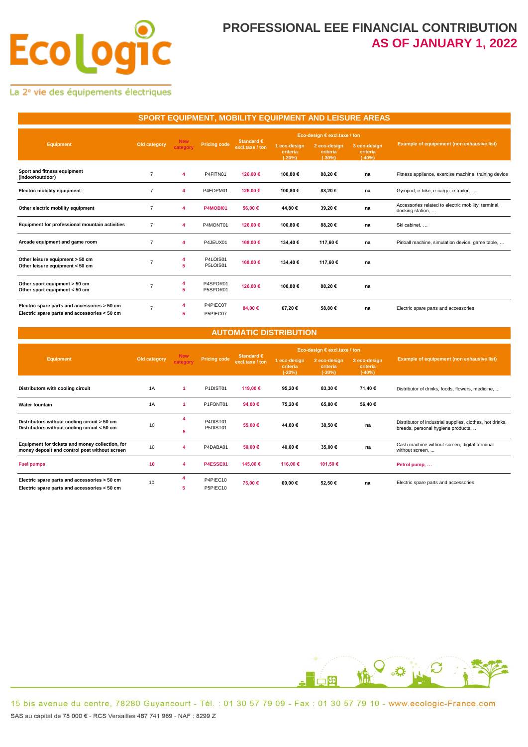# PROFESSIONAL EEE FINANCIAL CONTRIBUTION

# AS OF JANUARY 1, 2022

La 2e vie des équipements électriques

## SPORT EQUIPMENT, MOBILITY EQUIPMENT AND LEISURE AREAS

| Equipment | Old category | New category | Pricing code | Standard € excl.taxe / ton | Eco-design € excl.taxe / ton | | | Example of equipement (non exhaustive list) |
|---|---|---|---|---|---|---|---|---|
| | | | | | 1 eco-design criteria (-20%) | 2 eco-design criteria (-30%) | 3 eco-design criteria (-40%) | |
| Sport and fitness equipment (indoor/outdoor) | 7 | 4 | P4FITN01 | 126,00 € | 100,80 € | 88,20 € | na | Fitness appliance, exercise machine, training device |
| Electric mobility equipment | 7 | 4 | P4EDPM01 | 126,00 € | 100,80 € | 88,20 € | na | Gyropod, e-bike, e-cargo, e-trailer, … |
| Other electric mobility equipment | 7 | 4 | P4MOBI01 | 56,00 € | 44,80 € | 39,20 € | na | Accessories related to electric mobility, terminal, docking station, … |
| Equipment for professional mountain activities | 7 | 4 | P4MONT01 | 126,00 € | 100,80 € | 88,20 € | na | Ski cabinet, … |
| Arcade equipment and game room | 7 | 4 | P4JEUX01 | 168,00 € | 134,40 € | 117,60 € | na | Pinball machine, simulation device, game table, … |
| Other leisure equipment > 50 cm<br>Other leisure equipment < 50 cm | 7 | 4<br>5 | P4LOIS01<br>P5LOIS01 | 168,00 € | 134,40 € | 117,60 € | na | |
| Other sport equipment > 50 cm<br>Other sport equipment < 50 cm | 7 | 4<br>5 | P4SPOR01<br>P5SPOR01 | 126,00 € | 100,80 € | 88,20 € | na | |
| Electric spare parts and accessories > 50 cm<br>Electric spare parts and accessories < 50 cm | 7 | 4<br>5 | P4PIEC07<br>P5PIEC07 | 84,00 € | 67,20 € | 58,80 € | na | Electric spare parts and accessories |

## AUTOMATIC DISTRIBUTION

| Equipment | Old category | New category | Pricing code | Standard € excl.taxe / ton | Eco-design € excl.taxe / ton | | | Example of equipement (non exhaustive list) |
|---|---|---|---|---|---|---|---|---|
| | | | | | 1 eco-design criteria (-20%) | 2 eco-design criteria (-30%) | 3 eco-design criteria (-40%) | |
| Distributors with cooling circuit | 1A | 1 | P1DIST01 | 119,00 € | 95,20 € | 83,30 € | 71,40 € | Distributor of drinks, foods, flowers, medicine, … |
| Water fountain | 1A | 1 | P1FONT01 | 94,00 € | 75,20 € | 65,80 € | 56,40 € | |
| Distributors without cooling circuit > 50 cm<br>Distributors without cooling circuit < 50 cm | 10 | 4<br>5 | P4DIST01<br>P5DIST01 | 55,00 € | 44,00 € | 38,50 € | na | Distributor of industrial supplies, clothes, hot drinks, breads, personal hygiene products, … |
| Equipment for tickets and money collection, for money deposit and control post without screen | 10 | 4 | P4DABA01 | 50,00 € | 40,00 € | 35,00 € | na | Cash machine without screen, digital terminal without screen, … |
| Fuel pumps | 10 | 4 | P4ESSE01 | 145,00 € | 116,00 € | 101,50 € | | Petrol pump, … |
| Electric spare parts and accessories > 50 cm<br>Electric spare parts and accessories < 50 cm | 10 | 4<br>5 | P4PIEC10<br>P5PIEC10 | 75,00 € | 60,00 € | 52,50 € | na | Electric spare parts and accessories |

15 bis avenue du centre, 78280 Guyancourt - Tél. : 01 30 57 79 09 - Fax : 01 30 57 79 10 - www.ecologic-France.com

SAS au capital de 78 000 € - RCS Versailles 487 741 969 - NAF : 8299 Z